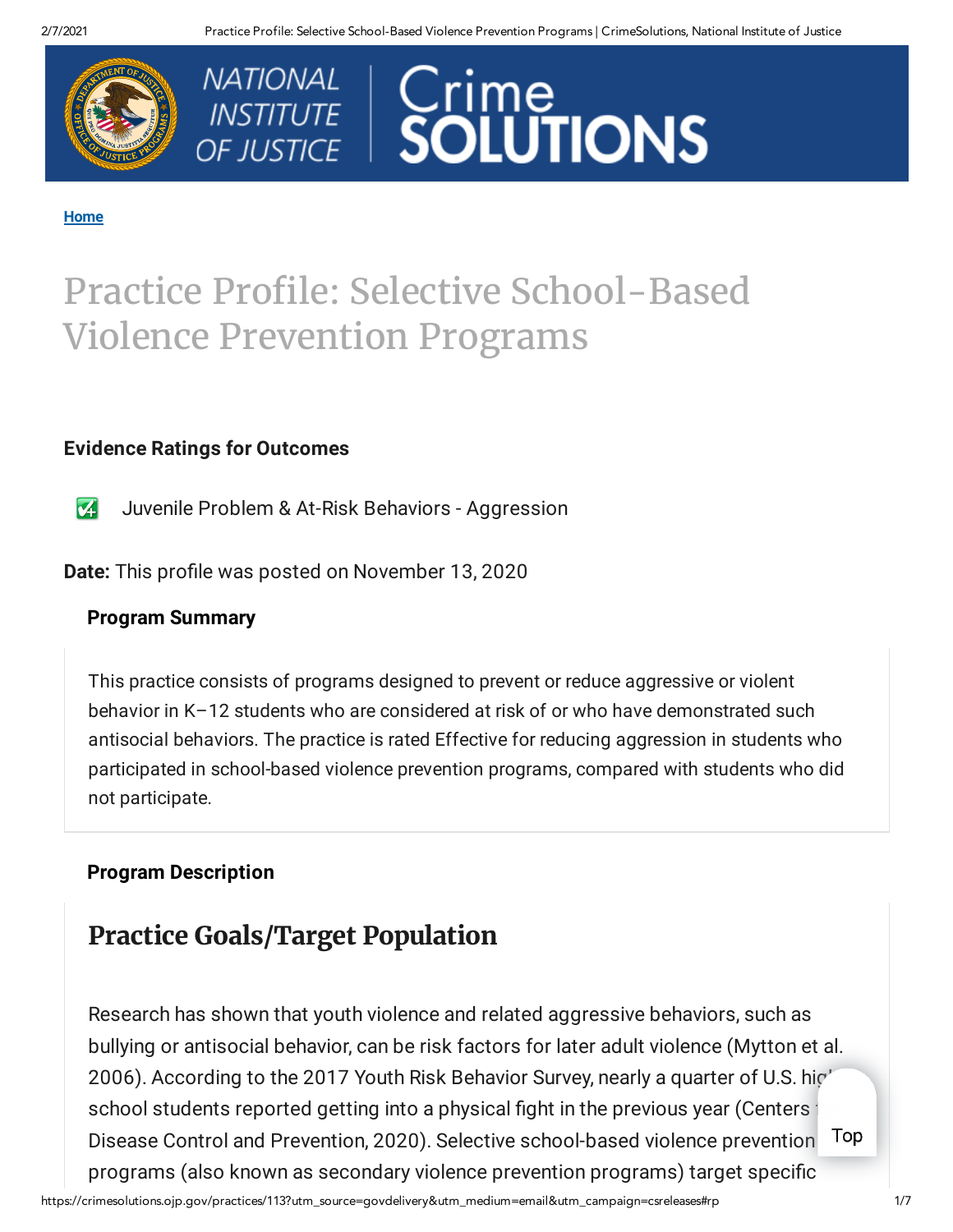Home

# Practice Profile: Selective School-Based Violence Prevention Programs

### Evidence Ratings for Outcomes

Juvenile Problem & At-Risk Behaviors - Aggression

**Date:** This profile was posted on November 13, 2020

### Program Summary

This practice consists of programs designed to prevent or reduce aggressive or violent behavior in K–12 students who are considered at risk of or who have demonstrated such antisocial behaviors. The practice is rated Effective for reducing aggression in students who participated in school-based violence prevention programs, compared with students who did not participate.

### Program Description

## Practice Goals/Target Population

Research has shown that youth violence and related aggressive behaviors, such as bullying or antisocial behavior, can be risk factors for later adult violence (Mytton et al. 2006). According to the 2017 Youth Risk Behavior Survey, nearly a quarter of U.S. high school students reported getting into a physical fight in the previous year (Centers for Disease Control and Prevention, 2020). Selective school-based violence prevention programs (also known as secondary violence prevention programs) target specific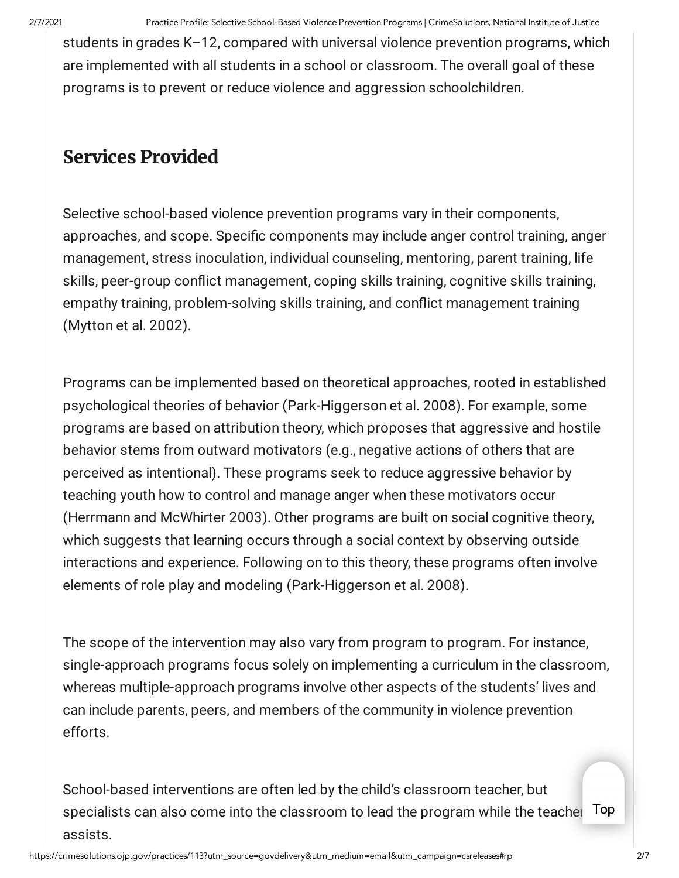students in grades K–12, compared with universal violence prevention programs, which are implemented with all students in a school or classroom. The overall goal of these programs is to prevent or reduce violence and aggression schoolchildren.

## Services Provided

Selective school-based violence prevention programs vary in their components, approaches, and scope. Specific components may include anger control training, anger management, stress inoculation, individual counseling, mentoring, parent training, life skills, peer-group conflict management, coping skills training, cognitive skills training, empathy training, problem-solving skills training, and conflict management training (Mytton et al. 2002).

Programs can be implemented based on theoretical approaches, rooted in established psychological theories of behavior (Park-Higgerson et al. 2008). For example, some programs are based on attribution theory, which proposes that aggressive and hostile behavior stems from outward motivators (e.g., negative actions of others that are perceived as intentional). These programs seek to reduce aggressive behavior by teaching youth how to control and manage anger when these motivators occur (Herrmann and McWhirter 2003). Other programs are built on social cognitive theory, which suggests that learning occurs through a social context by observing outside interactions and experience. Following on to this theory, these programs often involve elements of role play and modeling (Park-Higgerson et al. 2008).

The scope of the intervention may also vary from program to program. For instance, single-approach programs focus solely on implementing a curriculum in the classroom, whereas multiple-approach programs involve other aspects of the students' lives and can include parents, peers, and members of the community in violence prevention efforts.

School-based interventions are often led by the child's classroom teacher, but specialists can also come into the classroom to lead the program while the teacher assists.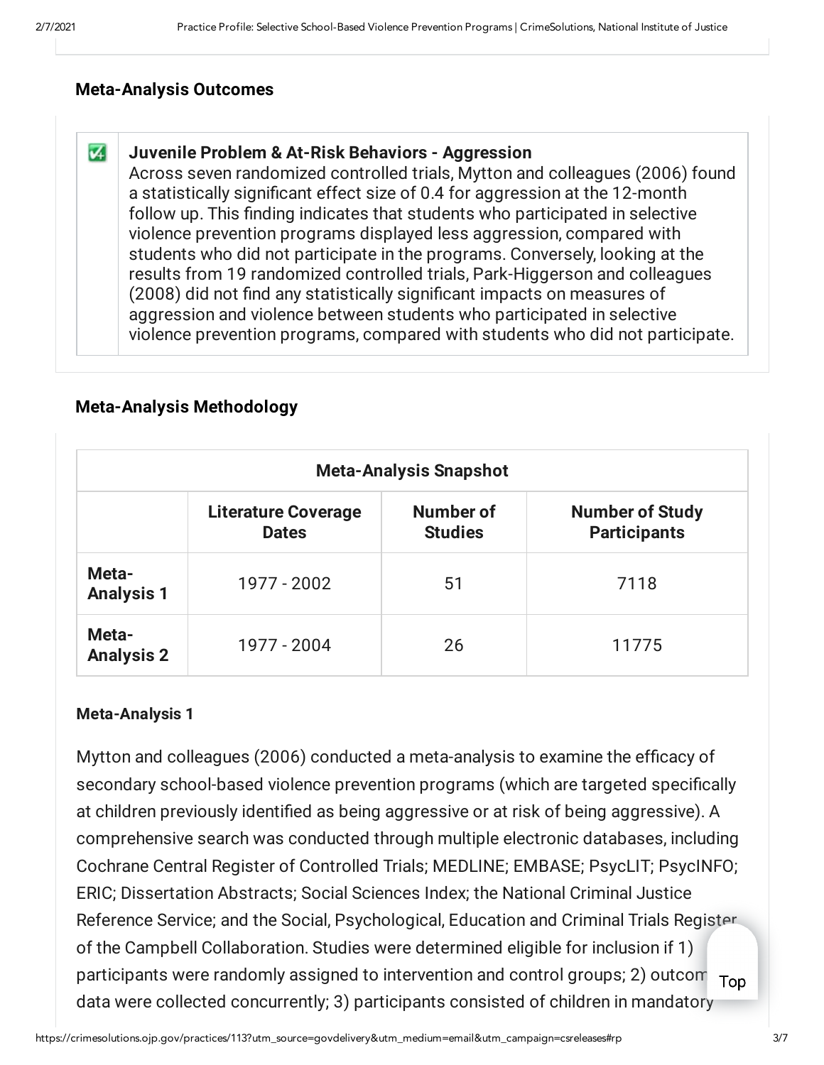## Meta-Analysis Outcomes

**Juvenile Problem & At-Risk Behaviors - Aggression**
Across seven randomized controlled trials, Mytton and colleagues (2006) found a statistically significant effect size of 0.4 for aggression at the 12-month follow up. This finding indicates that students who participated in selective violence prevention programs displayed less aggression, compared with students who did not participate in the programs. Conversely, looking at the results from 19 randomized controlled trials, Park-Higgerson and colleagues (2008) did not find any statistically significant impacts on measures of aggression and violence between students who participated in selective violence prevention programs, compared with students who did not participate.

## Meta-Analysis Methodology

| Meta-Analysis Snapshot | | | |
|---|---|---|---|
| | **Literature Coverage Dates** | **Number of Studies** | **Number of Study Participants** |
| **Meta-Analysis 1** | 1977 - 2002 | 51 | 7118 |
| **Meta-Analysis 2** | 1977 - 2004 | 26 | 11775 |

### Meta-Analysis 1

Mytton and colleagues (2006) conducted a meta-analysis to examine the efficacy of secondary school-based violence prevention programs (which are targeted specifically at children previously identified as being aggressive or at risk of being aggressive). A comprehensive search was conducted through multiple electronic databases, including Cochrane Central Register of Controlled Trials; MEDLINE; EMBASE; PsycLIT; PsycINFO; ERIC; Dissertation Abstracts; Social Sciences Index; the National Criminal Justice Reference Service; and the Social, Psychological, Education and Criminal Trials Register of the Campbell Collaboration. Studies were determined eligible for inclusion if 1) participants were randomly assigned to intervention and control groups; 2) outcome data were collected concurrently; 3) participants consisted of children in mandatory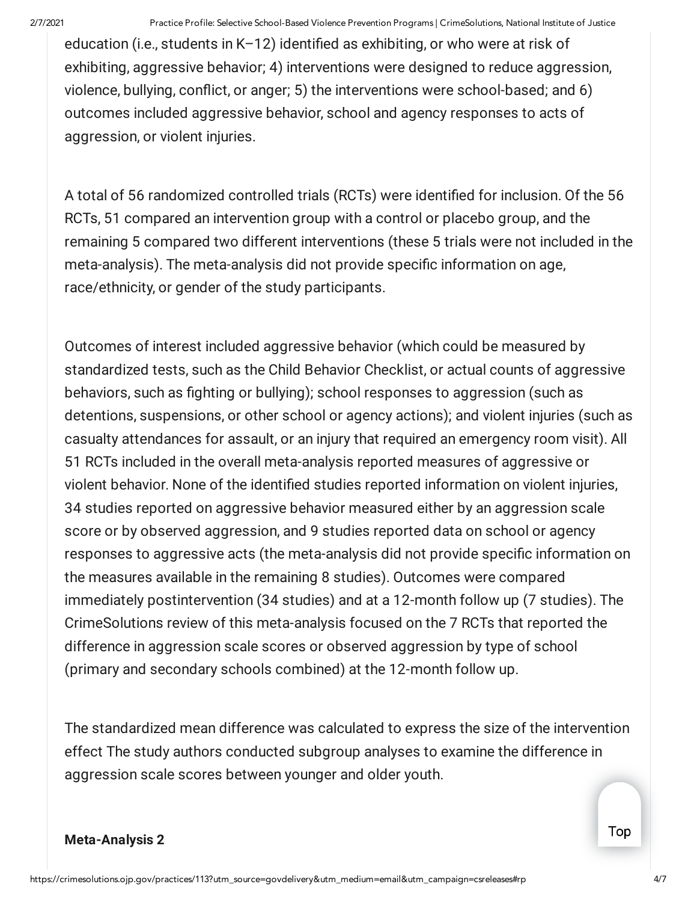education (i.e., students in K–12) identified as exhibiting, or who were at risk of exhibiting, aggressive behavior; 4) interventions were designed to reduce aggression, violence, bullying, conflict, or anger; 5) the interventions were school-based; and 6) outcomes included aggressive behavior, school and agency responses to acts of aggression, or violent injuries.

A total of 56 randomized controlled trials (RCTs) were identified for inclusion. Of the 56 RCTs, 51 compared an intervention group with a control or placebo group, and the remaining 5 compared two different interventions (these 5 trials were not included in the meta-analysis). The meta-analysis did not provide specific information on age, race/ethnicity, or gender of the study participants.

Outcomes of interest included aggressive behavior (which could be measured by standardized tests, such as the Child Behavior Checklist, or actual counts of aggressive behaviors, such as fighting or bullying); school responses to aggression (such as detentions, suspensions, or other school or agency actions); and violent injuries (such as casualty attendances for assault, or an injury that required an emergency room visit). All 51 RCTs included in the overall meta-analysis reported measures of aggressive or violent behavior. None of the identified studies reported information on violent injuries, 34 studies reported on aggressive behavior measured either by an aggression scale score or by observed aggression, and 9 studies reported data on school or agency responses to aggressive acts (the meta-analysis did not provide specific information on the measures available in the remaining 8 studies). Outcomes were compared immediately postintervention (34 studies) and at a 12-month follow up (7 studies). The CrimeSolutions review of this meta-analysis focused on the 7 RCTs that reported the difference in aggression scale scores or observed aggression by type of school (primary and secondary schools combined) at the 12-month follow up.

The standardized mean difference was calculated to express the size of the intervention effect The study authors conducted subgroup analyses to examine the difference in aggression scale scores between younger and older youth.

**Meta-Analysis 2**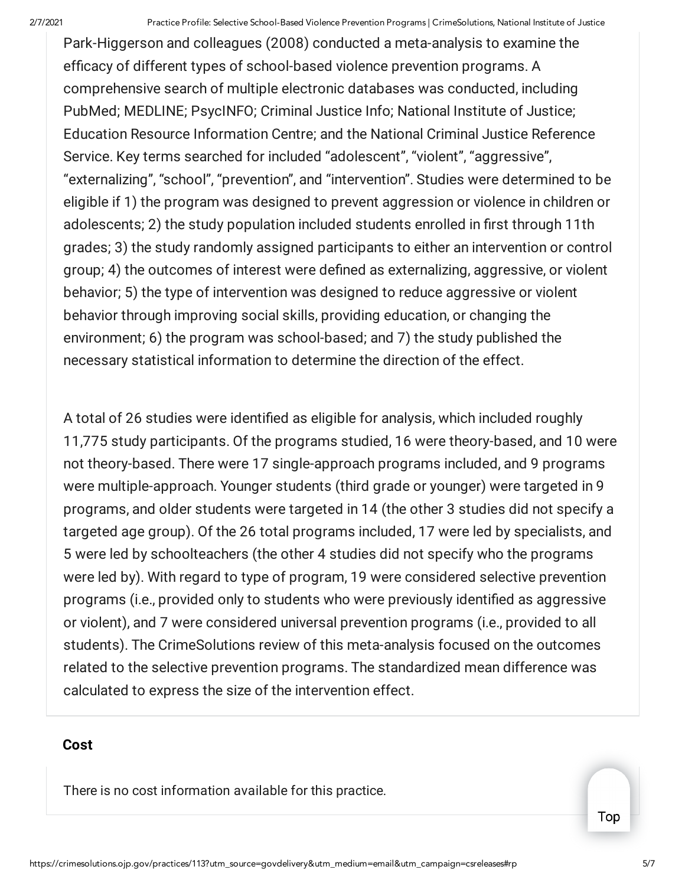Park-Higgerson and colleagues (2008) conducted a meta-analysis to examine the efficacy of different types of school-based violence prevention programs. A comprehensive search of multiple electronic databases was conducted, including PubMed; MEDLINE; PsycINFO; Criminal Justice Info; National Institute of Justice; Education Resource Information Centre; and the National Criminal Justice Reference Service. Key terms searched for included "adolescent", "violent", "aggressive", "externalizing", "school", "prevention", and "intervention". Studies were determined to be eligible if 1) the program was designed to prevent aggression or violence in children or adolescents; 2) the study population included students enrolled in first through 11th grades; 3) the study randomly assigned participants to either an intervention or control group; 4) the outcomes of interest were defined as externalizing, aggressive, or violent behavior; 5) the type of intervention was designed to reduce aggressive or violent behavior through improving social skills, providing education, or changing the environment; 6) the program was school-based; and 7) the study published the necessary statistical information to determine the direction of the effect.

A total of 26 studies were identified as eligible for analysis, which included roughly 11,775 study participants. Of the programs studied, 16 were theory-based, and 10 were not theory-based. There were 17 single-approach programs included, and 9 programs were multiple-approach. Younger students (third grade or younger) were targeted in 9 programs, and older students were targeted in 14 (the other 3 studies did not specify a targeted age group). Of the 26 total programs included, 17 were led by specialists, and 5 were led by schoolteachers (the other 4 studies did not specify who the programs were led by). With regard to type of program, 19 were considered selective prevention programs (i.e., provided only to students who were previously identified as aggressive or violent), and 7 were considered universal prevention programs (i.e., provided to all students). The CrimeSolutions review of this meta-analysis focused on the outcomes related to the selective prevention programs. The standardized mean difference was calculated to express the size of the intervention effect.

## Cost

There is no cost information available for this practice.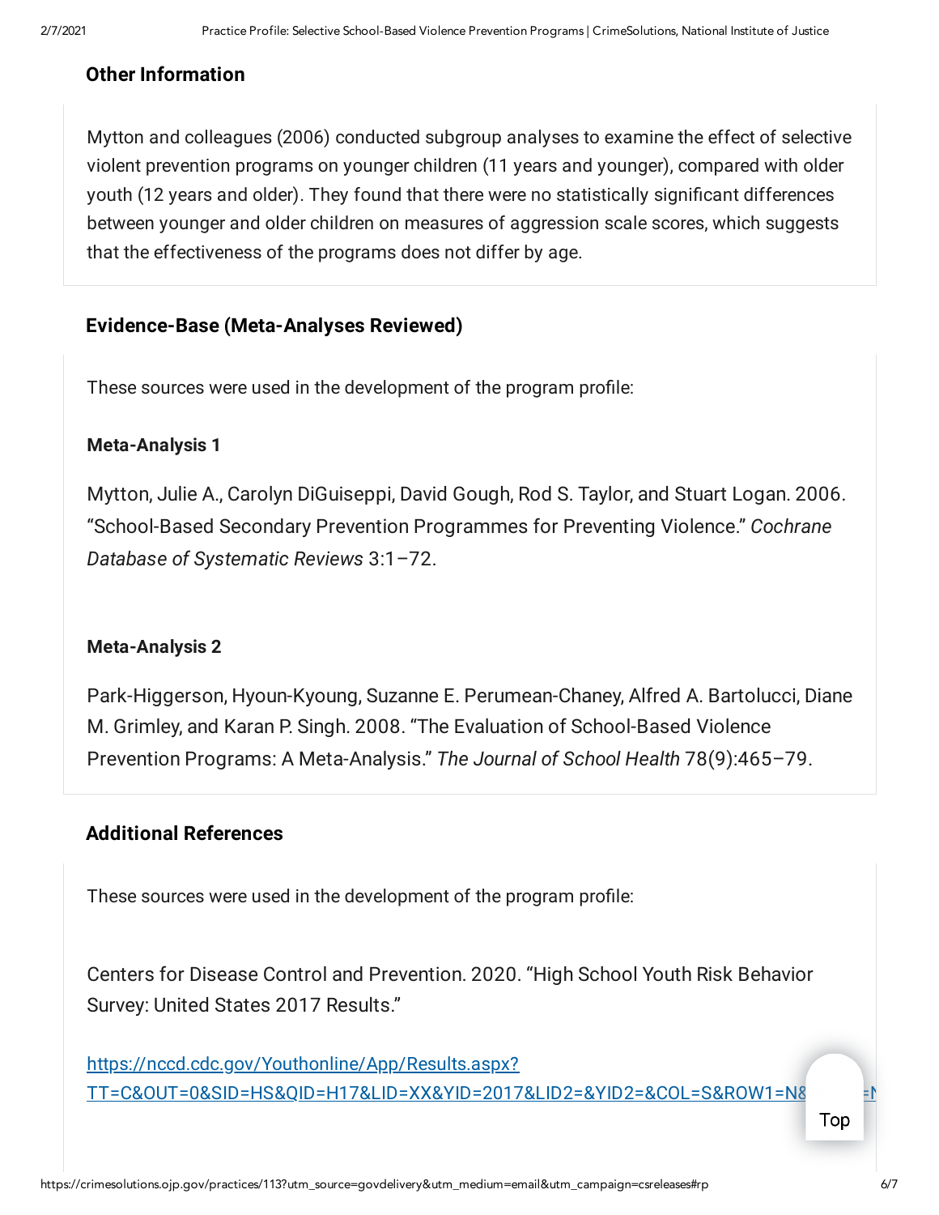### Other Information

Mytton and colleagues (2006) conducted subgroup analyses to examine the effect of selective violent prevention programs on younger children (11 years and younger), compared with older youth (12 years and older). They found that there were no statistically significant differences between younger and older children on measures of aggression scale scores, which suggests that the effectiveness of the programs does not differ by age.

### Evidence-Base (Meta-Analyses Reviewed)

These sources were used in the development of the program profile:

**Meta-Analysis 1**

Mytton, Julie A., Carolyn DiGuiseppi, David Gough, Rod S. Taylor, and Stuart Logan. 2006. "School-Based Secondary Prevention Programmes for Preventing Violence." *Cochrane Database of Systematic Reviews* 3:1–72.

**Meta-Analysis 2**

Park-Higgerson, Hyoun-Kyoung, Suzanne E. Perumean-Chaney, Alfred A. Bartolucci, Diane M. Grimley, and Karan P. Singh. 2008. "The Evaluation of School-Based Violence Prevention Programs: A Meta-Analysis." *The Journal of School Health* 78(9):465–79.

### Additional References

These sources were used in the development of the program profile:

Centers for Disease Control and Prevention. 2020. "High School Youth Risk Behavior Survey: United States 2017 Results."

https://nccd.cdc.gov/Youthonline/App/Results.aspx?TT=C&OUT=0&SID=HS&QID=H17&LID=XX&YID=2017&LID2=&YID2=&COL=S&ROW1=N&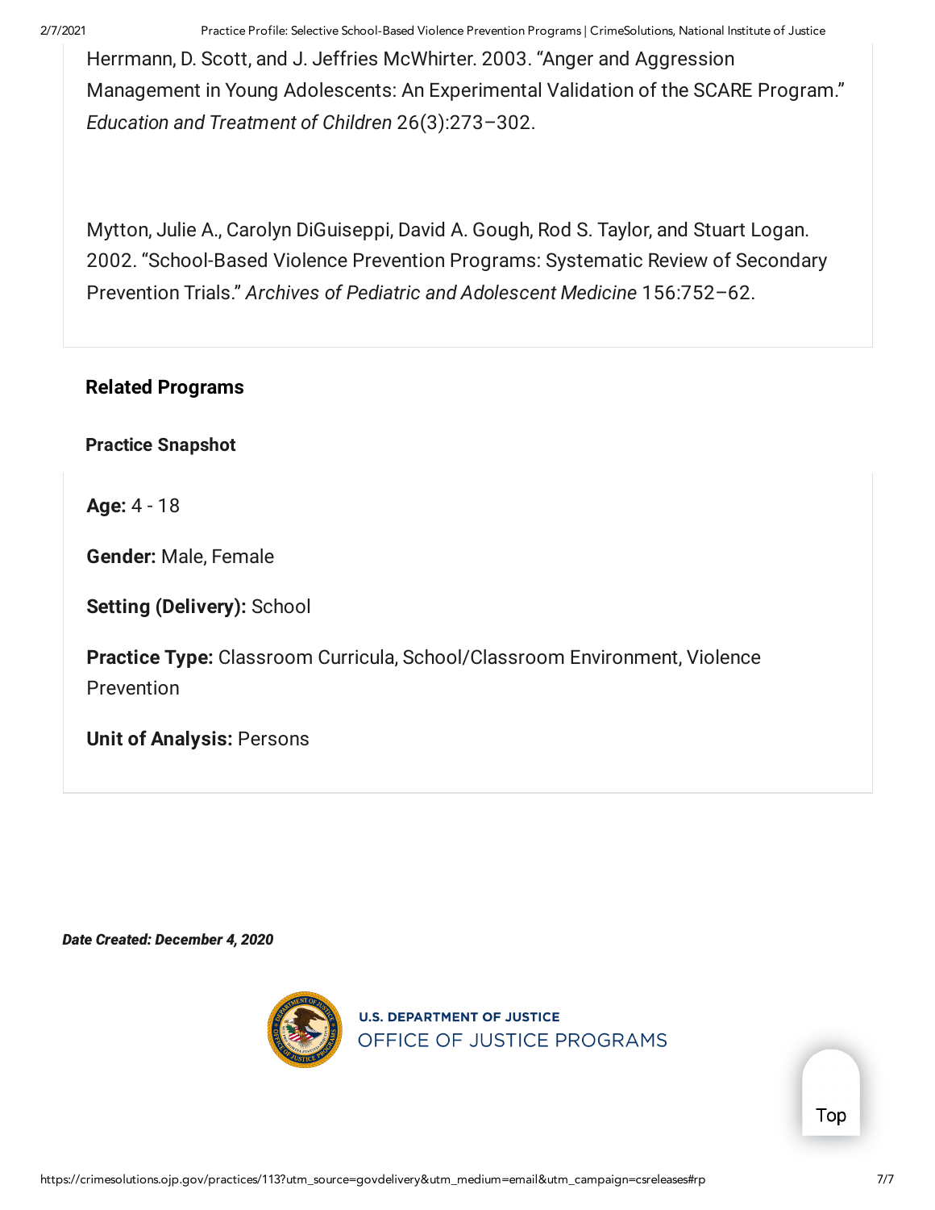Herrmann, D. Scott, and J. Jeffries McWhirter. 2003. “Anger and Aggression Management in Young Adolescents: An Experimental Validation of the SCARE Program.” *Education and Treatment of Children* 26(3):273–302.

Mytton, Julie A., Carolyn DiGuiseppi, David A. Gough, Rod S. Taylor, and Stuart Logan. 2002. “School-Based Violence Prevention Programs: Systematic Review of Secondary Prevention Trials.” *Archives of Pediatric and Adolescent Medicine* 156:752–62.

### Related Programs

#### Practice Snapshot

**Age:** 4 - 18

**Gender:** Male, Female

**Setting (Delivery):** School

**Practice Type:** Classroom Curricula, School/Classroom Environment, Violence Prevention

**Unit of Analysis:** Persons

***Date Created: December 4, 2020***

U.S. DEPARTMENT OF JUSTICE
OFFICE OF JUSTICE PROGRAMS

Top